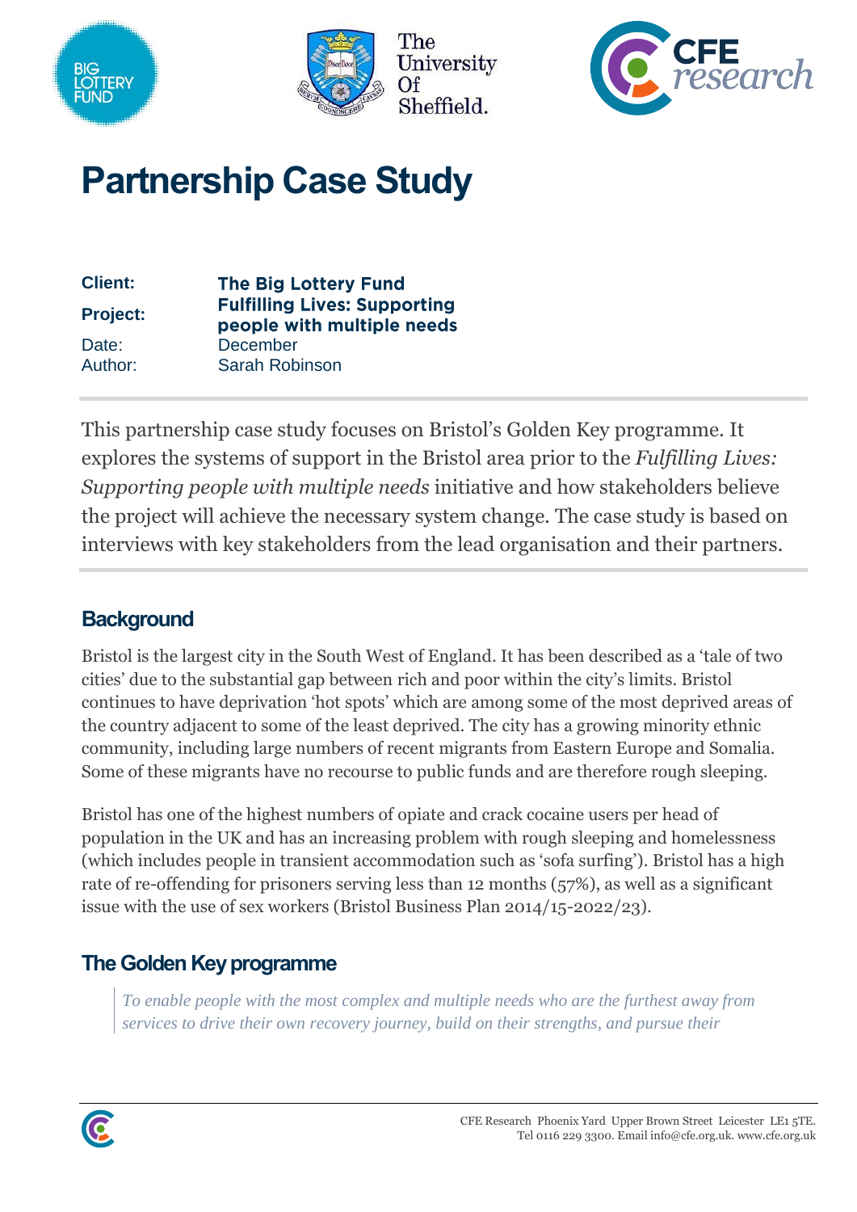# Partnership Case Study

| | |
|---|---|
| **Client:** | **The Big Lottery Fund** |
| **Project:** | **Fulfilling Lives: Supporting people with multiple needs** |
| Date: | December |
| Author: | Sarah Robinson |

This partnership case study focuses on Bristol's Golden Key programme. It explores the systems of support in the Bristol area prior to the *Fulfilling Lives: Supporting people with multiple needs* initiative and how stakeholders believe the project will achieve the necessary system change. The case study is based on interviews with key stakeholders from the lead organisation and their partners.

## Background

Bristol is the largest city in the South West of England. It has been described as a 'tale of two cities' due to the substantial gap between rich and poor within the city's limits. Bristol continues to have deprivation 'hot spots' which are among some of the most deprived areas of the country adjacent to some of the least deprived. The city has a growing minority ethnic community, including large numbers of recent migrants from Eastern Europe and Somalia. Some of these migrants have no recourse to public funds and are therefore rough sleeping.

Bristol has one of the highest numbers of opiate and crack cocaine users per head of population in the UK and has an increasing problem with rough sleeping and homelessness (which includes people in transient accommodation such as 'sofa surfing'). Bristol has a high rate of re-offending for prisoners serving less than 12 months (57%), as well as a significant issue with the use of sex workers (Bristol Business Plan 2014/15-2022/23).

## The Golden Key programme

> *To enable people with the most complex and multiple needs who are the furthest away from services to drive their own recovery journey, build on their strengths, and pursue their*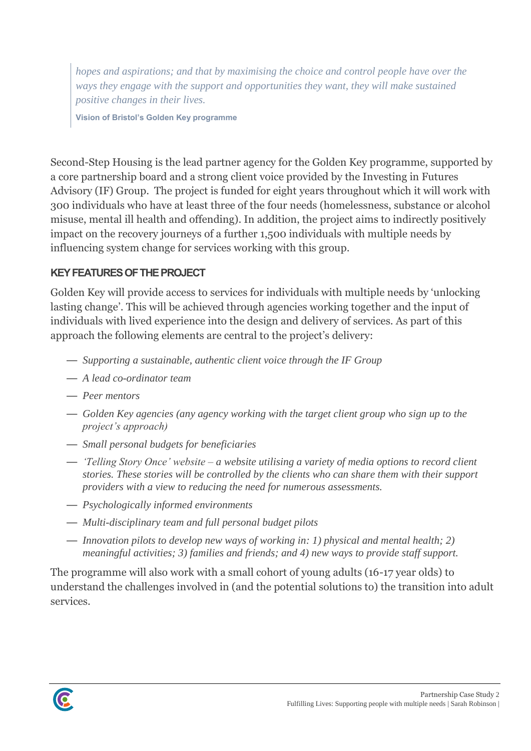> *hopes and aspirations; and that by maximising the choice and control people have over the ways they engage with the support and opportunities they want, they will make sustained positive changes in their lives.*
>
> **Vision of Bristol's Golden Key programme**

Second-Step Housing is the lead partner agency for the Golden Key programme, supported by a core partnership board and a strong client voice provided by the Investing in Futures Advisory (IF) Group. The project is funded for eight years throughout which it will work with 300 individuals who have at least three of the four needs (homelessness, substance or alcohol misuse, mental ill health and offending). In addition, the project aims to indirectly positively impact on the recovery journeys of a further 1,500 individuals with multiple needs by influencing system change for services working with this group.

## KEY FEATURES OF THE PROJECT

Golden Key will provide access to services for individuals with multiple needs by 'unlocking lasting change'. This will be achieved through agencies working together and the input of individuals with lived experience into the design and delivery of services. As part of this approach the following elements are central to the project's delivery:

- *Supporting a sustainable, authentic client voice through the IF Group*
- *A lead co-ordinator team*
- *Peer mentors*
- *Golden Key agencies (any agency working with the target client group who sign up to the project's approach)*
- *Small personal budgets for beneficiaries*
- *'Telling Story Once' website – a website utilising a variety of media options to record client stories. These stories will be controlled by the clients who can share them with their support providers with a view to reducing the need for numerous assessments.*
- *Psychologically informed environments*
- *Multi-disciplinary team and full personal budget pilots*
- *Innovation pilots to develop new ways of working in: 1) physical and mental health; 2) meaningful activities; 3) families and friends; and 4) new ways to provide staff support.*

The programme will also work with a small cohort of young adults (16-17 year olds) to understand the challenges involved in (and the potential solutions to) the transition into adult services.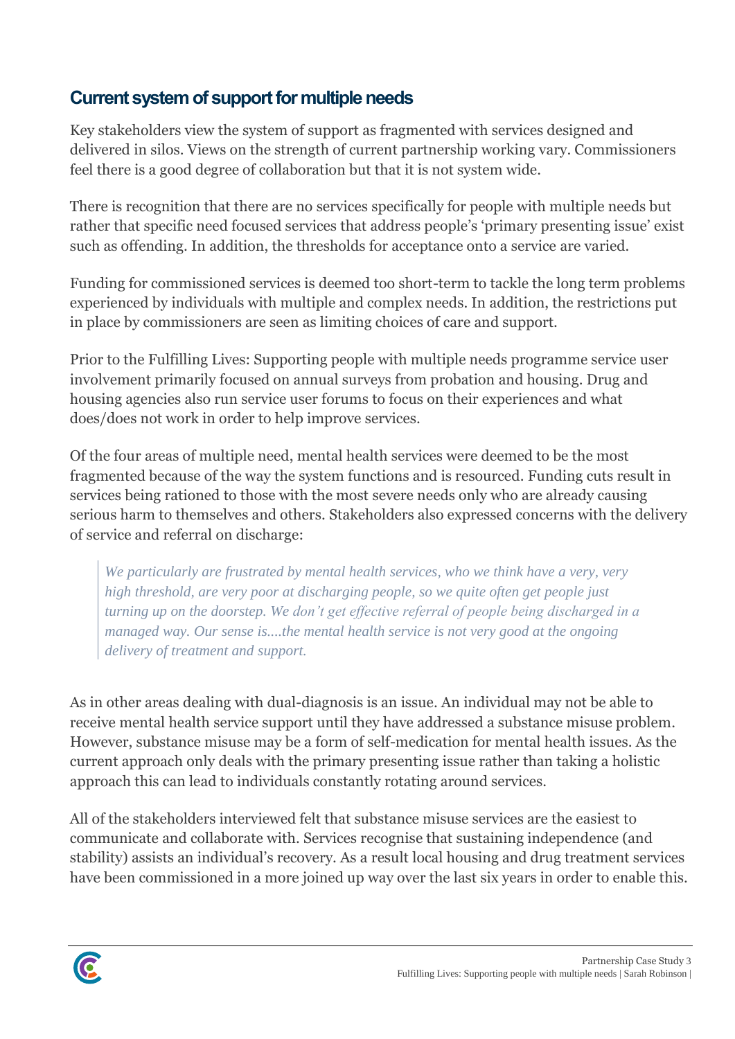## Current system of support for multiple needs

Key stakeholders view the system of support as fragmented with services designed and delivered in silos. Views on the strength of current partnership working vary. Commissioners feel there is a good degree of collaboration but that it is not system wide.

There is recognition that there are no services specifically for people with multiple needs but rather that specific need focused services that address people's 'primary presenting issue' exist such as offending. In addition, the thresholds for acceptance onto a service are varied.

Funding for commissioned services is deemed too short-term to tackle the long term problems experienced by individuals with multiple and complex needs. In addition, the restrictions put in place by commissioners are seen as limiting choices of care and support.

Prior to the Fulfilling Lives: Supporting people with multiple needs programme service user involvement primarily focused on annual surveys from probation and housing. Drug and housing agencies also run service user forums to focus on their experiences and what does/does not work in order to help improve services.

Of the four areas of multiple need, mental health services were deemed to be the most fragmented because of the way the system functions and is resourced. Funding cuts result in services being rationed to those with the most severe needs only who are already causing serious harm to themselves and others. Stakeholders also expressed concerns with the delivery of service and referral on discharge:

> *We particularly are frustrated by mental health services, who we think have a very, very high threshold, are very poor at discharging people, so we quite often get people just turning up on the doorstep. We don't get effective referral of people being discharged in a managed way. Our sense is....the mental health service is not very good at the ongoing delivery of treatment and support.*

As in other areas dealing with dual-diagnosis is an issue. An individual may not be able to receive mental health service support until they have addressed a substance misuse problem. However, substance misuse may be a form of self-medication for mental health issues. As the current approach only deals with the primary presenting issue rather than taking a holistic approach this can lead to individuals constantly rotating around services.

All of the stakeholders interviewed felt that substance misuse services are the easiest to communicate and collaborate with. Services recognise that sustaining independence (and stability) assists an individual's recovery. As a result local housing and drug treatment services have been commissioned in a more joined up way over the last six years in order to enable this.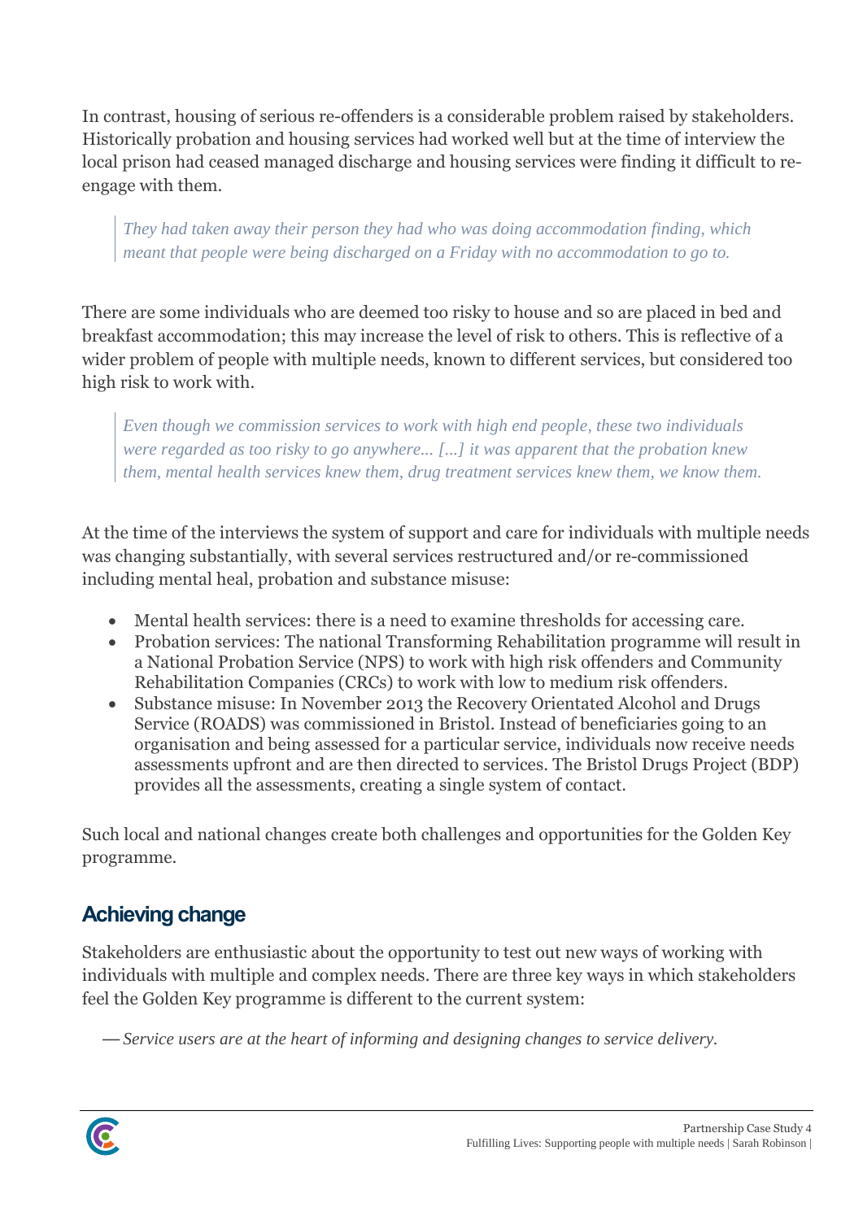In contrast, housing of serious re-offenders is a considerable problem raised by stakeholders. Historically probation and housing services had worked well but at the time of interview the local prison had ceased managed discharge and housing services were finding it difficult to re-engage with them.

> *They had taken away their person they had who was doing accommodation finding, which meant that people were being discharged on a Friday with no accommodation to go to.*

There are some individuals who are deemed too risky to house and so are placed in bed and breakfast accommodation; this may increase the level of risk to others. This is reflective of a wider problem of people with multiple needs, known to different services, but considered too high risk to work with.

> *Even though we commission services to work with high end people, these two individuals were regarded as too risky to go anywhere... [...] it was apparent that the probation knew them, mental health services knew them, drug treatment services knew them, we know them.*

At the time of the interviews the system of support and care for individuals with multiple needs was changing substantially, with several services restructured and/or re-commissioned including mental heal, probation and substance misuse:

- Mental health services: there is a need to examine thresholds for accessing care.
- Probation services: The national Transforming Rehabilitation programme will result in a National Probation Service (NPS) to work with high risk offenders and Community Rehabilitation Companies (CRCs) to work with low to medium risk offenders.
- Substance misuse: In November 2013 the Recovery Orientated Alcohol and Drugs Service (ROADS) was commissioned in Bristol. Instead of beneficiaries going to an organisation and being assessed for a particular service, individuals now receive needs assessments upfront and are then directed to services. The Bristol Drugs Project (BDP) provides all the assessments, creating a single system of contact.

Such local and national changes create both challenges and opportunities for the Golden Key programme.

## Achieving change

Stakeholders are enthusiastic about the opportunity to test out new ways of working with individuals with multiple and complex needs. There are three key ways in which stakeholders feel the Golden Key programme is different to the current system:

— *Service users are at the heart of informing and designing changes to service delivery.*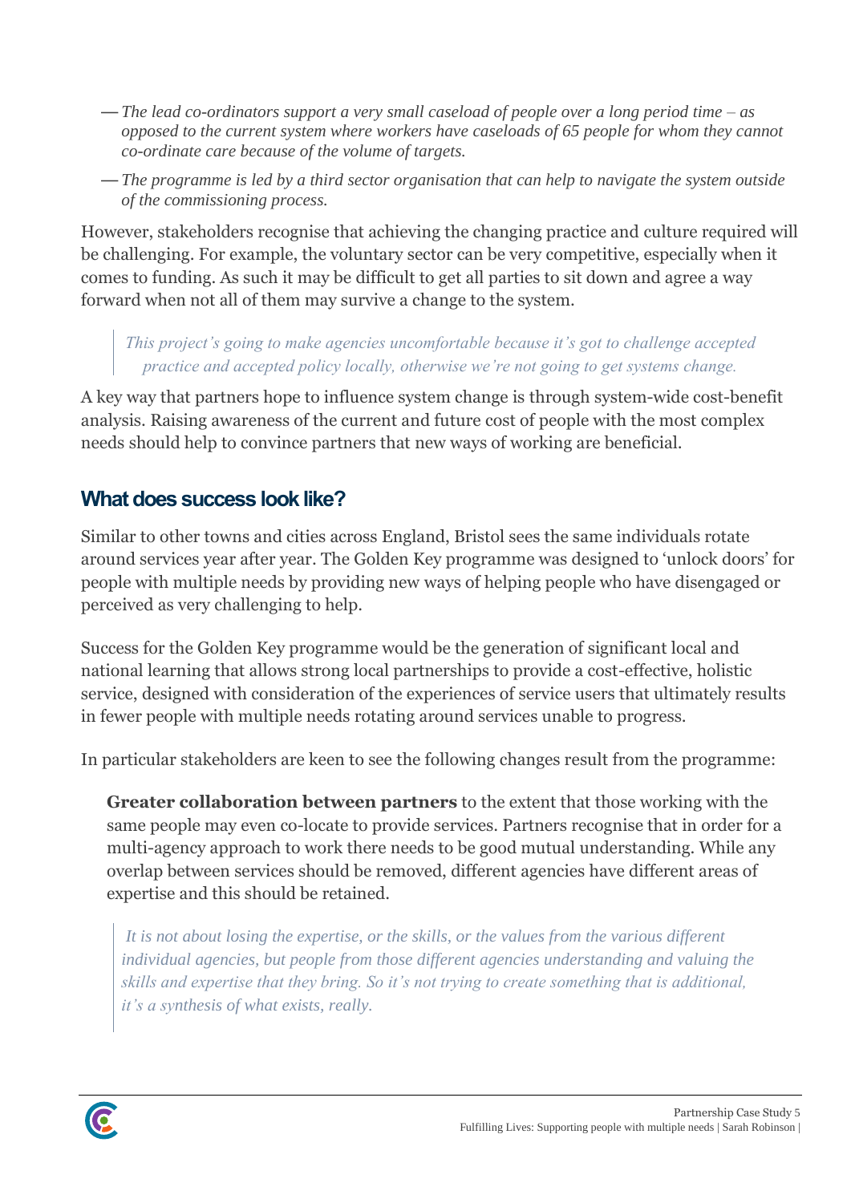- *The lead co-ordinators support a very small caseload of people over a long period time – as opposed to the current system where workers have caseloads of 65 people for whom they cannot co-ordinate care because of the volume of targets.*
- *The programme is led by a third sector organisation that can help to navigate the system outside of the commissioning process.*

However, stakeholders recognise that achieving the changing practice and culture required will be challenging. For example, the voluntary sector can be very competitive, especially when it comes to funding. As such it may be difficult to get all parties to sit down and agree a way forward when not all of them may survive a change to the system.

> *This project's going to make agencies uncomfortable because it's got to challenge accepted practice and accepted policy locally, otherwise we're not going to get systems change.*

A key way that partners hope to influence system change is through system-wide cost-benefit analysis. Raising awareness of the current and future cost of people with the most complex needs should help to convince partners that new ways of working are beneficial.

## What does success look like?

Similar to other towns and cities across England, Bristol sees the same individuals rotate around services year after year. The Golden Key programme was designed to 'unlock doors' for people with multiple needs by providing new ways of helping people who have disengaged or perceived as very challenging to help.

Success for the Golden Key programme would be the generation of significant local and national learning that allows strong local partnerships to provide a cost-effective, holistic service, designed with consideration of the experiences of service users that ultimately results in fewer people with multiple needs rotating around services unable to progress.

In particular stakeholders are keen to see the following changes result from the programme:

**Greater collaboration between partners** to the extent that those working with the same people may even co-locate to provide services. Partners recognise that in order for a multi-agency approach to work there needs to be good mutual understanding. While any overlap between services should be removed, different agencies have different areas of expertise and this should be retained.

> *It is not about losing the expertise, or the skills, or the values from the various different individual agencies, but people from those different agencies understanding and valuing the skills and expertise that they bring. So it's not trying to create something that is additional, it's a synthesis of what exists, really.*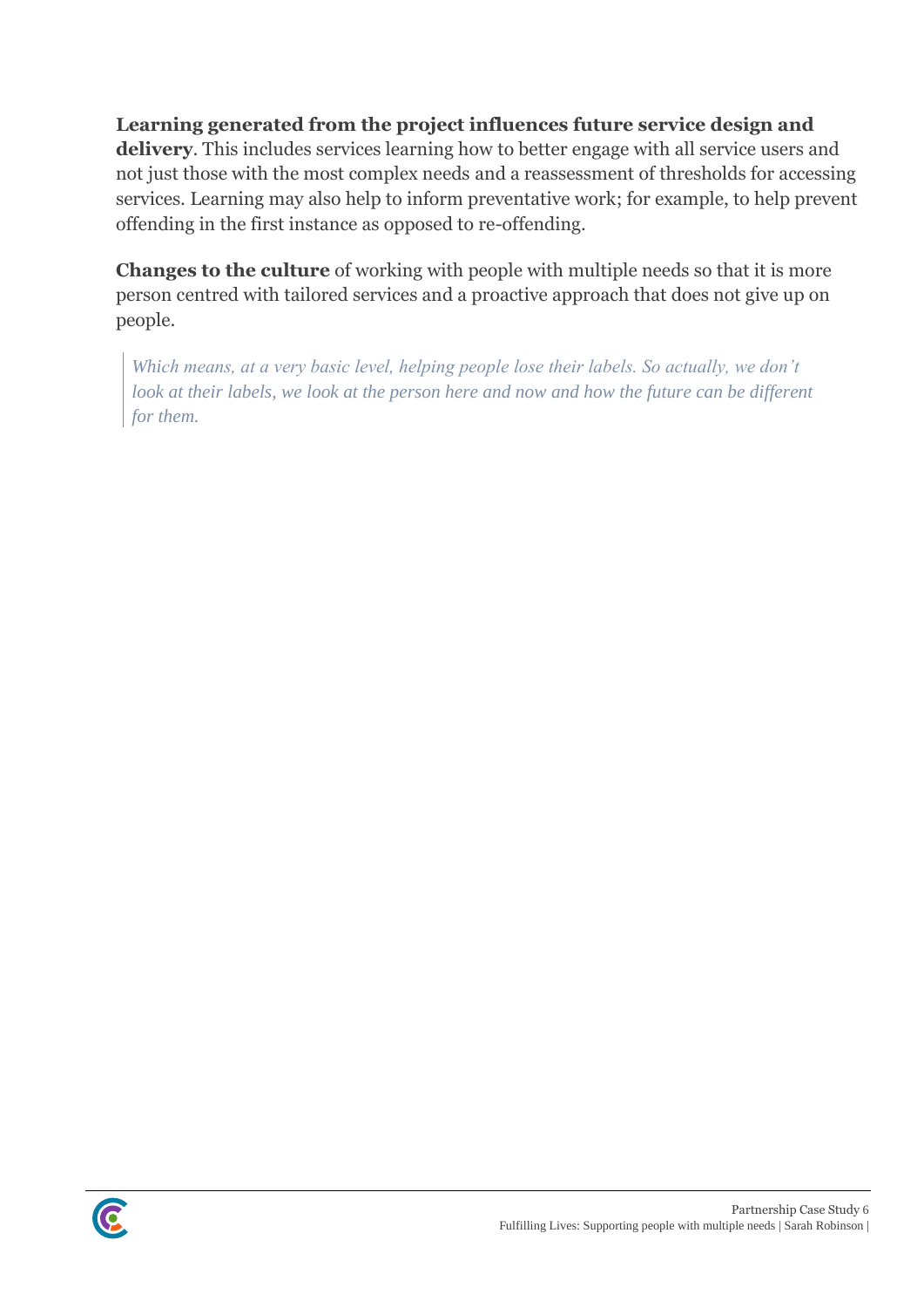**Learning generated from the project influences future service design and delivery**. This includes services learning how to better engage with all service users and not just those with the most complex needs and a reassessment of thresholds for accessing services. Learning may also help to inform preventative work; for example, to help prevent offending in the first instance as opposed to re-offending.

**Changes to the culture** of working with people with multiple needs so that it is more person centred with tailored services and a proactive approach that does not give up on people.

> *Which means, at a very basic level, helping people lose their labels. So actually, we don't look at their labels, we look at the person here and now and how the future can be different for them.*